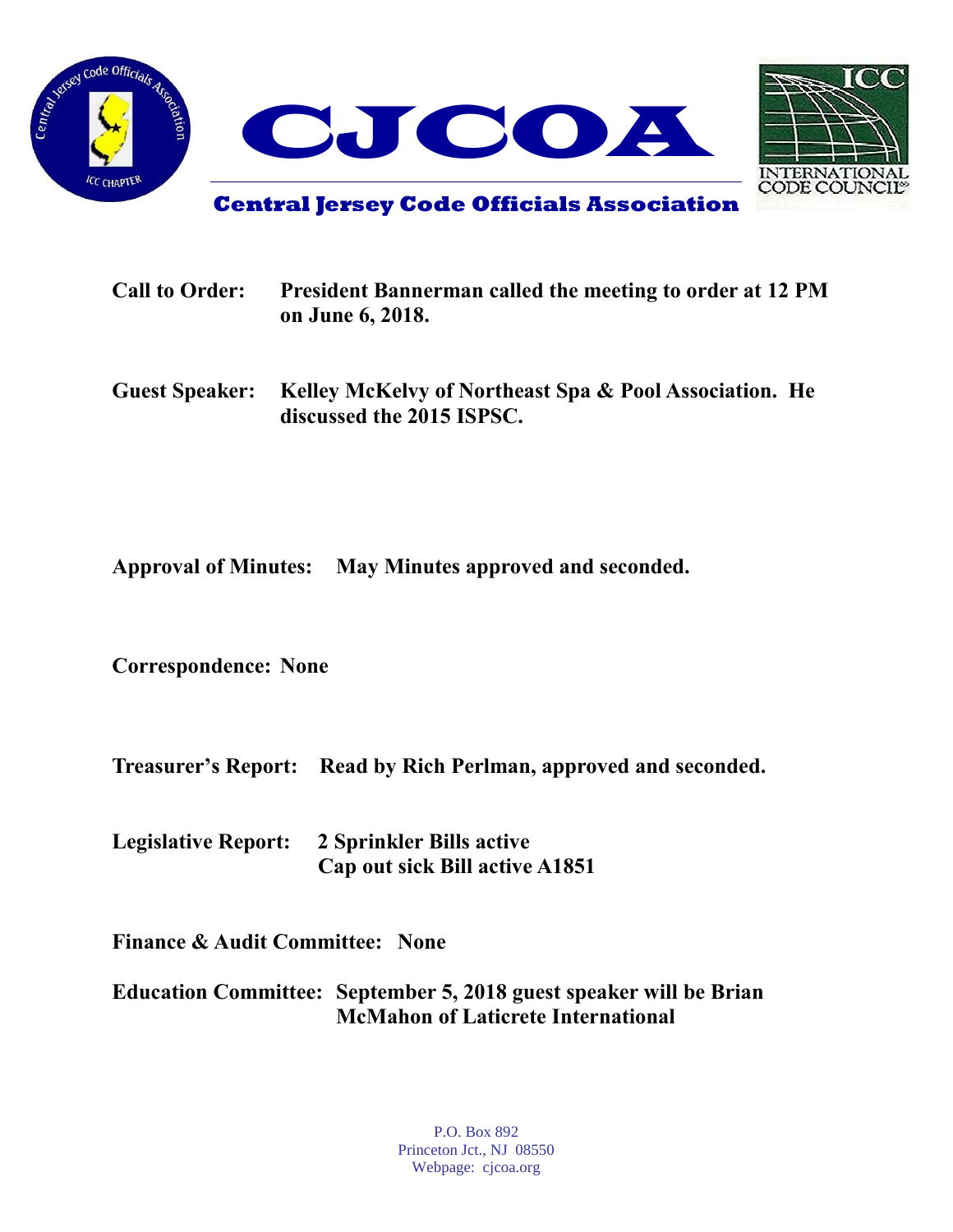# CJCOA

## Central Jersey Code Officials Association

**Call to Order:** **President Bannerman called the meeting to order at 12 PM on June 6, 2018.**

**Guest Speaker:** **Kelley McKelvy of Northeast Spa & Pool Association. He discussed the 2015 ISPSC.**

**Approval of Minutes:** **May Minutes approved and seconded.**

**Correspondence:** **None**

**Treasurer's Report:** **Read by Rich Perlman, approved and seconded.**

**Legislative Report:** **2 Sprinkler Bills active**
**Cap out sick Bill active A1851**

**Finance & Audit Committee:** **None**

**Education Committee:** **September 5, 2018 guest speaker will be Brian McMahon of Laticrete International**

P.O. Box 892
Princeton Jct., NJ 08550
Webpage: cjcoa.org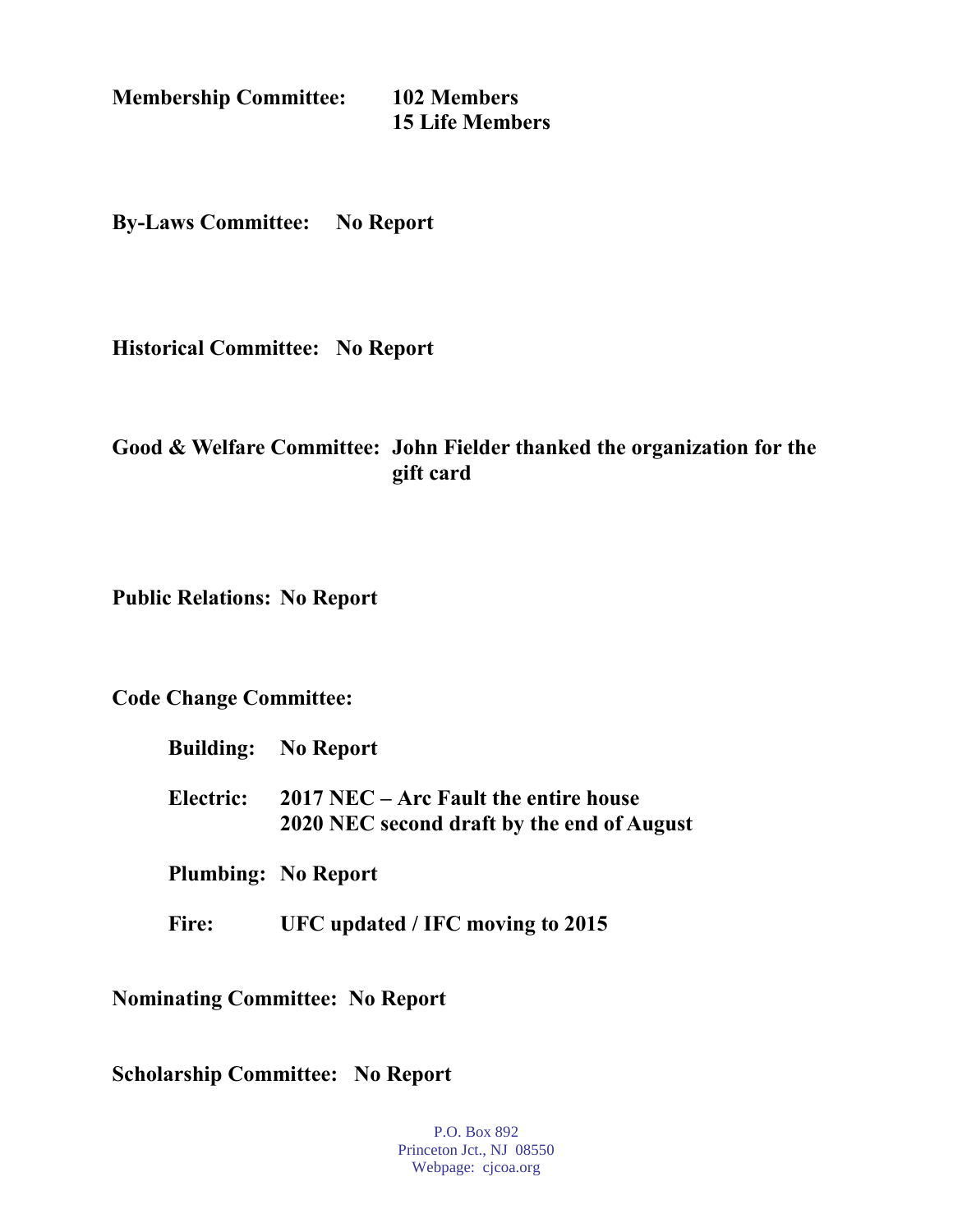**Membership Committee:** **102 Members**
**15 Life Members**

**By-Laws Committee:** **No Report**

**Historical Committee:** **No Report**

**Good & Welfare Committee:** **John Fielder thanked the organization for the gift card**

**Public Relations:** **No Report**

**Code Change Committee:**

**Building:** **No Report**

**Electric:** **2017 NEC – Arc Fault the entire house**
**2020 NEC second draft by the end of August**

**Plumbing:** **No Report**

**Fire:** **UFC updated / IFC moving to 2015**

**Nominating Committee:** **No Report**

**Scholarship Committee:** **No Report**

P.O. Box 892
Princeton Jct., NJ 08550
Webpage: cjcoa.org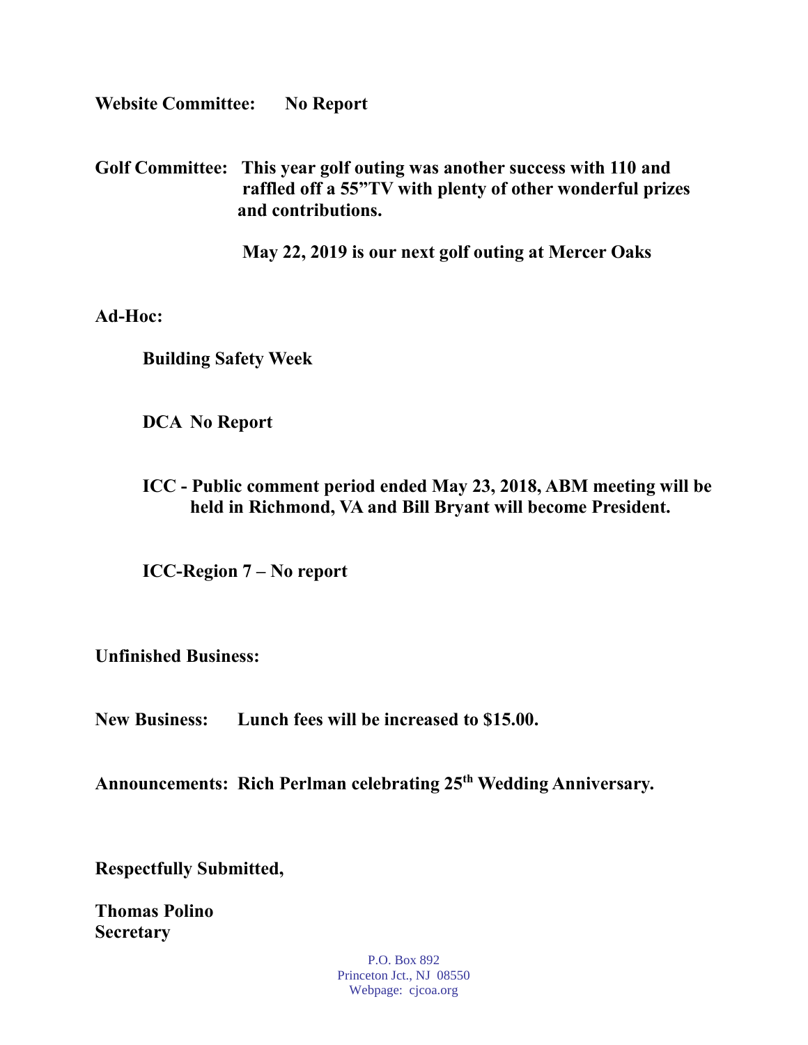**Website Committee:** **No Report**

**Golf Committee:** **This year golf outing was another success with 110 and raffled off a 55"TV with plenty of other wonderful prizes and contributions.**

**May 22, 2019 is our next golf outing at Mercer Oaks**

**Ad-Hoc:**

**Building Safety Week**

**DCA No Report**

**ICC - Public comment period ended May 23, 2018, ABM meeting will be held in Richmond, VA and Bill Bryant will become President.**

**ICC-Region 7 – No report**

**Unfinished Business:**

**New Business:** **Lunch fees will be increased to $15.00.**

**Announcements:** **Rich Perlman celebrating 25th Wedding Anniversary.**

**Respectfully Submitted,**

**Thomas Polino**
**Secretary**

P.O. Box 892
Princeton Jct., NJ 08550
Webpage: cjcoa.org